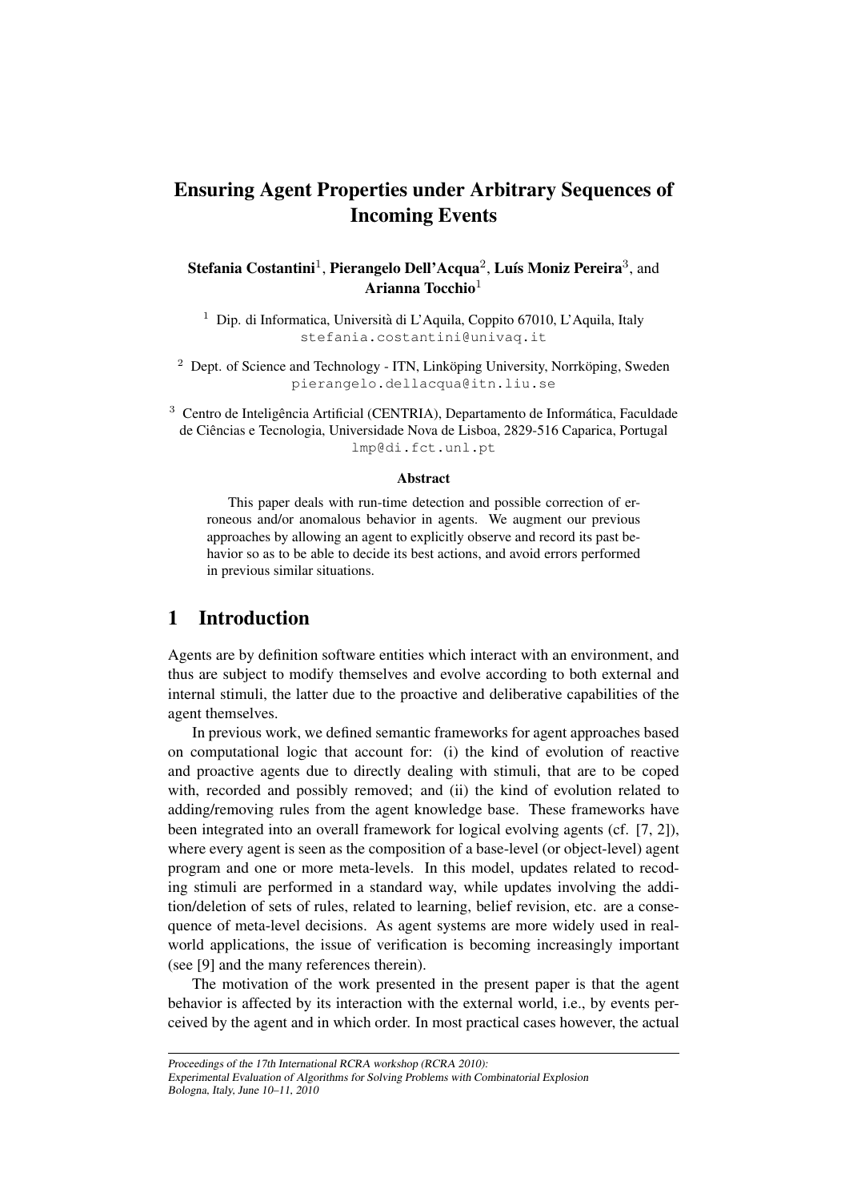# Ensuring Agent Properties under Arbitrary Sequences of Incoming Events

**Stefania Costantini**[1], **Pierangelo Dell'Acqua**[2], **Luís Moniz Pereira**[3], and **Arianna Tocchio**[1]

[1] Dip. di Informatica, Università di L'Aquila, Coppito 67010, L'Aquila, Italy
stefania.costantini@univaq.it

[2] Dept. of Science and Technology - ITN, Linköping University, Norrköping, Sweden
pierangelo.dellacqua@itn.liu.se

[3] Centro de Inteligência Artificial (CENTRIA), Departamento de Informática, Faculdade de Ciências e Tecnologia, Universidade Nova de Lisboa, 2829-516 Caparica, Portugal
lmp@di.fct.unl.pt

**Abstract**

This paper deals with run-time detection and possible correction of erroneous and/or anomalous behavior in agents. We augment our previous approaches by allowing an agent to explicitly observe and record its past behavior so as to be able to decide its best actions, and avoid errors performed in previous similar situations.

## 1 Introduction

Agents are by definition software entities which interact with an environment, and thus are subject to modify themselves and evolve according to both external and internal stimuli, the latter due to the proactive and deliberative capabilities of the agent themselves.

In previous work, we defined semantic frameworks for agent approaches based on computational logic that account for: (i) the kind of evolution of reactive and proactive agents due to directly dealing with stimuli, that are to be coped with, recorded and possibly removed; and (ii) the kind of evolution related to adding/removing rules from the agent knowledge base. These frameworks have been integrated into an overall framework for logical evolving agents (cf. [7, 2]), where every agent is seen as the composition of a base-level (or object-level) agent program and one or more meta-levels. In this model, updates related to recoding stimuli are performed in a standard way, while updates involving the addition/deletion of sets of rules, related to learning, belief revision, etc. are a consequence of meta-level decisions. As agent systems are more widely used in real-world applications, the issue of verification is becoming increasingly important (see [9] and the many references therein).

The motivation of the work presented in the present paper is that the agent behavior is affected by its interaction with the external world, i.e., by events perceived by the agent and in which order. In most practical cases however, the actual

*Proceedings of the 17th International RCRA workshop (RCRA 2010): Experimental Evaluation of Algorithms for Solving Problems with Combinatorial Explosion Bologna, Italy, June 10–11, 2010*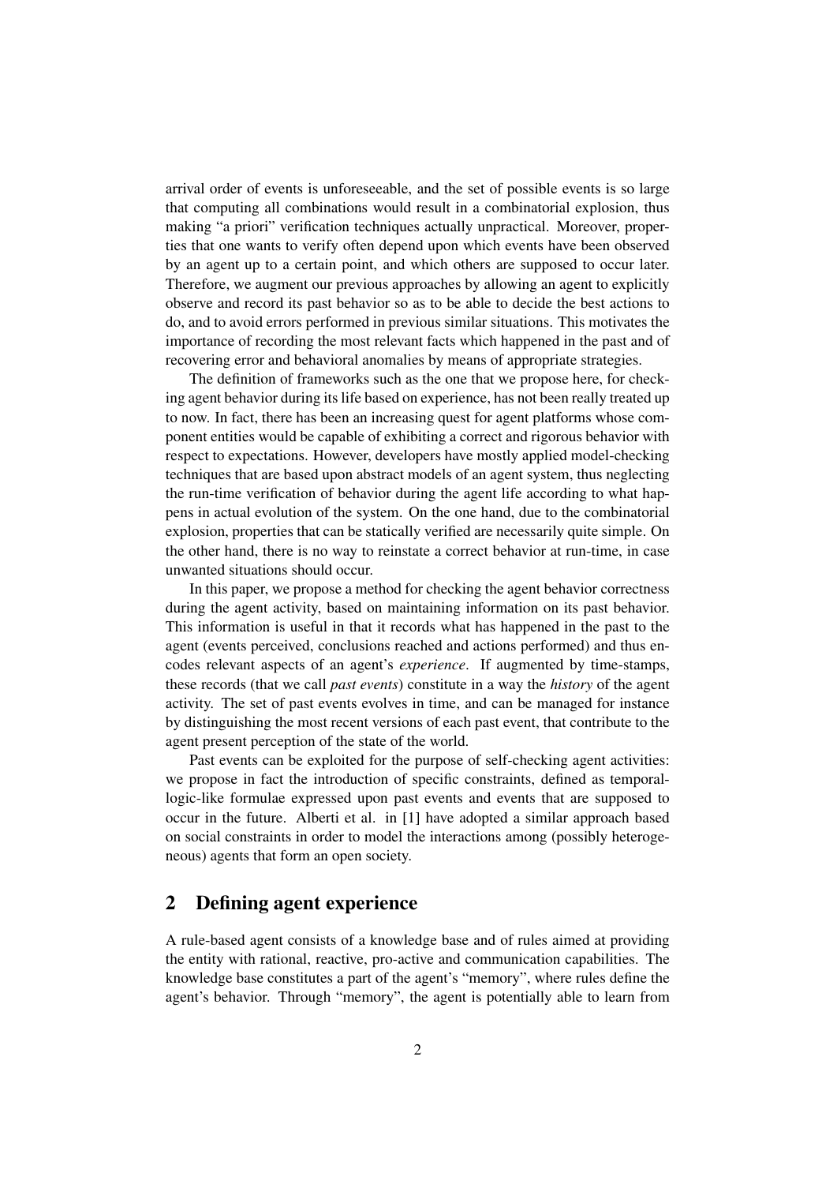arrival order of events is unforeseeable, and the set of possible events is so large that computing all combinations would result in a combinatorial explosion, thus making "a priori" verification techniques actually unpractical. Moreover, properties that one wants to verify often depend upon which events have been observed by an agent up to a certain point, and which others are supposed to occur later. Therefore, we augment our previous approaches by allowing an agent to explicitly observe and record its past behavior so as to be able to decide the best actions to do, and to avoid errors performed in previous similar situations. This motivates the importance of recording the most relevant facts which happened in the past and of recovering error and behavioral anomalies by means of appropriate strategies.

The definition of frameworks such as the one that we propose here, for checking agent behavior during its life based on experience, has not been really treated up to now. In fact, there has been an increasing quest for agent platforms whose component entities would be capable of exhibiting a correct and rigorous behavior with respect to expectations. However, developers have mostly applied model-checking techniques that are based upon abstract models of an agent system, thus neglecting the run-time verification of behavior during the agent life according to what happens in actual evolution of the system. On the one hand, due to the combinatorial explosion, properties that can be statically verified are necessarily quite simple. On the other hand, there is no way to reinstate a correct behavior at run-time, in case unwanted situations should occur.

In this paper, we propose a method for checking the agent behavior correctness during the agent activity, based on maintaining information on its past behavior. This information is useful in that it records what has happened in the past to the agent (events perceived, conclusions reached and actions performed) and thus encodes relevant aspects of an agent's *experience*. If augmented by time-stamps, these records (that we call *past events*) constitute in a way the *history* of the agent activity. The set of past events evolves in time, and can be managed for instance by distinguishing the most recent versions of each past event, that contribute to the agent present perception of the state of the world.

Past events can be exploited for the purpose of self-checking agent activities: we propose in fact the introduction of specific constraints, defined as temporal-logic-like formulae expressed upon past events and events that are supposed to occur in the future. Alberti et al. in [1] have adopted a similar approach based on social constraints in order to model the interactions among (possibly heterogeneous) agents that form an open society.

## 2 Defining agent experience

A rule-based agent consists of a knowledge base and of rules aimed at providing the entity with rational, reactive, pro-active and communication capabilities. The knowledge base constitutes a part of the agent's "memory", where rules define the agent's behavior. Through "memory", the agent is potentially able to learn from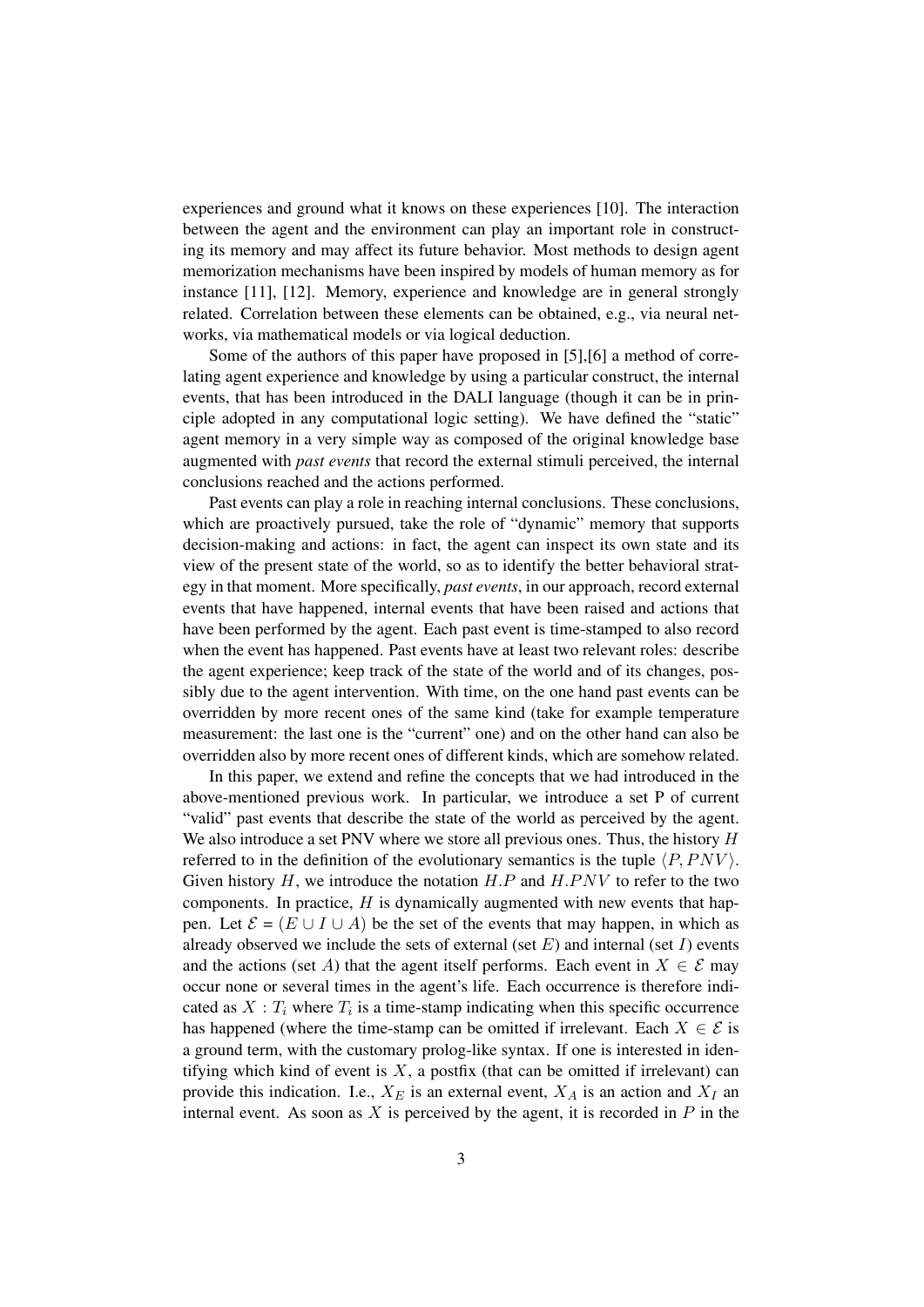experiences and ground what it knows on these experiences [10]. The interaction between the agent and the environment can play an important role in constructing its memory and may affect its future behavior. Most methods to design agent memorization mechanisms have been inspired by models of human memory as for instance [11], [12]. Memory, experience and knowledge are in general strongly related. Correlation between these elements can be obtained, e.g., via neural networks, via mathematical models or via logical deduction.

Some of the authors of this paper have proposed in [5],[6] a method of correlating agent experience and knowledge by using a particular construct, the internal events, that has been introduced in the DALI language (though it can be in principle adopted in any computational logic setting). We have defined the "static" agent memory in a very simple way as composed of the original knowledge base augmented with *past events* that record the external stimuli perceived, the internal conclusions reached and the actions performed.

Past events can play a role in reaching internal conclusions. These conclusions, which are proactively pursued, take the role of "dynamic" memory that supports decision-making and actions: in fact, the agent can inspect its own state and its view of the present state of the world, so as to identify the better behavioral strategy in that moment. More specifically, *past events*, in our approach, record external events that have happened, internal events that have been raised and actions that have been performed by the agent. Each past event is time-stamped to also record when the event has happened. Past events have at least two relevant roles: describe the agent experience; keep track of the state of the world and of its changes, possibly due to the agent intervention. With time, on the one hand past events can be overridden by more recent ones of the same kind (take for example temperature measurement: the last one is the "current" one) and on the other hand can also be overridden also by more recent ones of different kinds, which are somehow related.

In this paper, we extend and refine the concepts that we had introduced in the above-mentioned previous work. In particular, we introduce a set P of current "valid" past events that describe the state of the world as perceived by the agent. We also introduce a set PNV where we store all previous ones. Thus, the history $H$ referred to in the definition of the evolutionary semantics is the tuple $\langle P, PNV \rangle$. Given history $H$, we introduce the notation $H.P$ and $H.PNV$ to refer to the two components. In practice, $H$ is dynamically augmented with new events that happen. Let $\mathcal{E} = (E \cup I \cup A)$ be the set of the events that may happen, in which as already observed we include the sets of external (set $E$) and internal (set $I$) events and the actions (set $A$) that the agent itself performs. Each event in $X \in \mathcal{E}$ may occur none or several times in the agent's life. Each occurrence is therefore indicated as $X : T_i$ where $T_i$ is a time-stamp indicating when this specific occurrence has happened (where the time-stamp can be omitted if irrelevant. Each $X \in \mathcal{E}$ is a ground term, with the customary prolog-like syntax. If one is interested in identifying which kind of event is $X$, a postfix (that can be omitted if irrelevant) can provide this indication. I.e., $X_E$ is an external event, $X_A$ is an action and $X_I$ an internal event. As soon as $X$ is perceived by the agent, it is recorded in $P$ in the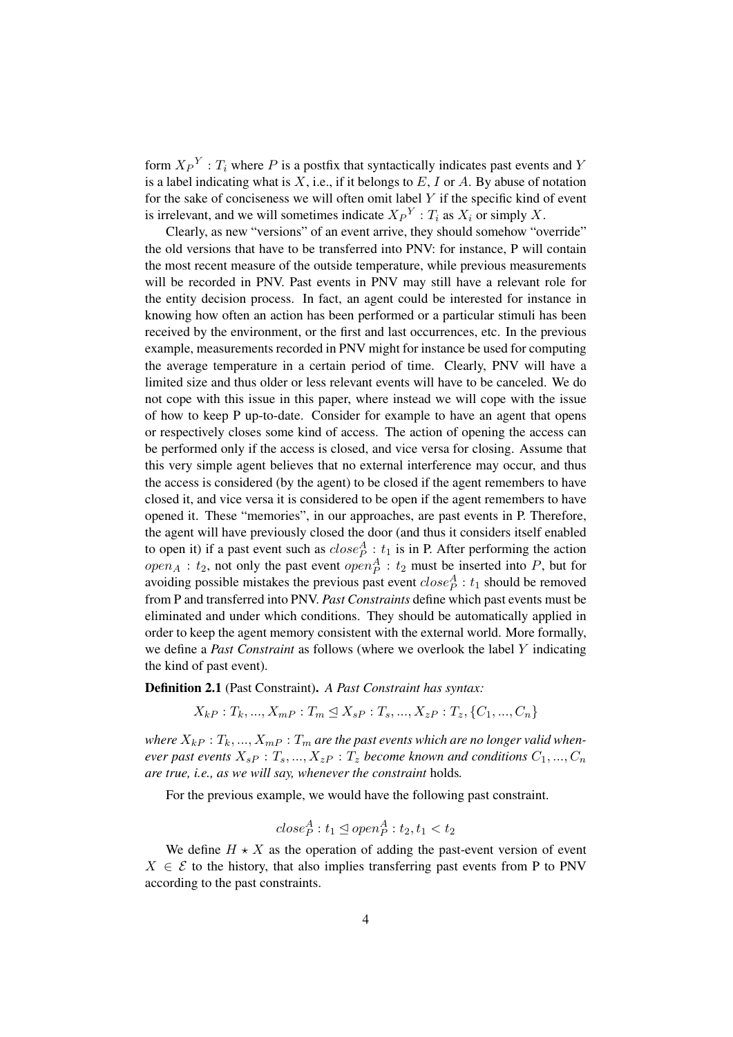form ${X_P}^Y : T_i$ where $P$ is a postfix that syntactically indicates past events and $Y$ is a label indicating what is $X$, i.e., if it belongs to $E$, $I$ or $A$. By abuse of notation for the sake of conciseness we will often omit label $Y$ if the specific kind of event is irrelevant, and we will sometimes indicate ${X_P}^Y : T_i$ as $X_i$ or simply $X$.

Clearly, as new "versions" of an event arrive, they should somehow "override" the old versions that have to be transferred into PNV: for instance, P will contain the most recent measure of the outside temperature, while previous measurements will be recorded in PNV. Past events in PNV may still have a relevant role for the entity decision process. In fact, an agent could be interested for instance in knowing how often an action has been performed or a particular stimuli has been received by the environment, or the first and last occurrences, etc. In the previous example, measurements recorded in PNV might for instance be used for computing the average temperature in a certain period of time. Clearly, PNV will have a limited size and thus older or less relevant events will have to be canceled. We do not cope with this issue in this paper, where instead we will cope with the issue of how to keep P up-to-date. Consider for example to have an agent that opens or respectively closes some kind of access. The action of opening the access can be performed only if the access is closed, and vice versa for closing. Assume that this very simple agent believes that no external interference may occur, and thus the access is considered (by the agent) to be closed if the agent remembers to have closed it, and vice versa it is considered to be open if the agent remembers to have opened it. These "memories", in our approaches, are past events in P. Therefore, the agent will have previously closed the door (and thus it considers itself enabled to open it) if a past event such as $close_P^A : t_1$ is in P. After performing the action $open_A : t_2$, not only the past event $open_P^A : t_2$ must be inserted into $P$, but for avoiding possible mistakes the previous past event $close_P^A : t_1$ should be removed from P and transferred into PNV. *Past Constraints* define which past events must be eliminated and under which conditions. They should be automatically applied in order to keep the agent memory consistent with the external world. More formally, we define a *Past Constraint* as follows (where we overlook the label $Y$ indicating the kind of past event).

**Definition 2.1** (Past Constraint). *A Past Constraint has syntax:*

$$X_{kP} : T_k, ..., X_{mP} : T_m \trianglelefteq X_{sP} : T_s, ..., X_{zP} : T_z, \{C_1, ..., C_n\}$$

*where $X_{kP} : T_k, ..., X_{mP} : T_m$ are the past events which are no longer valid whenever past events $X_{sP} : T_s, ..., X_{zP} : T_z$ become known and conditions $C_1, ..., C_n$ are true, i.e., as we will say, whenever the constraint* holds*.*

For the previous example, we would have the following past constraint.

$$close_P^A : t_1 \trianglelefteq open_P^A : t_2, t_1 < t_2$$

We define $H \star X$ as the operation of adding the past-event version of event $X \in \mathcal{E}$ to the history, that also implies transferring past events from P to PNV according to the past constraints.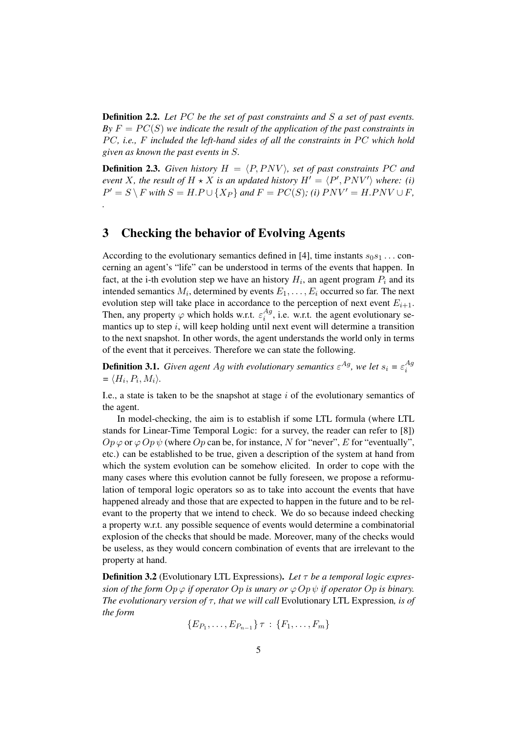**Definition 2.2.** *Let $PC$ be the set of past constraints and $S$ a set of past events. By $F = PC(S)$ we indicate the result of the application of the past constraints in $PC$, i.e., $F$ included the left-hand sides of all the constraints in $PC$ which hold given as known the past events in $S$.*

**Definition 2.3.** *Given history $H = \langle P, PNV \rangle$, set of past constraints $PC$ and event $X$, the result of $H \star X$ is an updated history $H' = \langle P', PNV' \rangle$ where: (i) $P' = S \setminus F$ with $S = H.P \cup \{X_P\}$ and $F = PC(S)$; (i) $PNV' = H.PNV \cup F$,*

.

## 3 Checking the behavior of Evolving Agents

According to the evolutionary semantics defined in [4], time instants $s_0 s_1 \ldots$ concerning an agent's "life" can be understood in terms of the events that happen. In fact, at the i-th evolution step we have an history $H_i$, an agent program $P_i$ and its intended semantics $M_i$, determined by events $E_1, \ldots, E_i$ occurred so far. The next evolution step will take place in accordance to the perception of next event $E_{i+1}$. Then, any property $\varphi$ which holds w.r.t. $\varepsilon_i^{Ag}$, i.e. w.r.t. the agent evolutionary semantics up to step $i$, will keep holding until next event will determine a transition to the next snapshot. In other words, the agent understands the world only in terms of the event that it perceives. Therefore we can state the following.

**Definition 3.1.** *Given agent $Ag$ with evolutionary semantics $\varepsilon^{Ag}$, we let $s_i = \varepsilon_i^{Ag}$ $= \langle H_i, P_i, M_i \rangle$.*

I.e., a state is taken to be the snapshot at stage $i$ of the evolutionary semantics of the agent.

In model-checking, the aim is to establish if some LTL formula (where LTL stands for Linear-Time Temporal Logic: for a survey, the reader can refer to [8]) $Op\, \varphi$ or $\varphi\, Op\, \psi$ (where $Op$ can be, for instance, $N$ for "never", $E$ for "eventually", etc.) can be established to be true, given a description of the system at hand from which the system evolution can be somehow elicited. In order to cope with the many cases where this evolution cannot be fully foreseen, we propose a reformulation of temporal logic operators so as to take into account the events that have happened already and those that are expected to happen in the future and to be relevant to the property that we intend to check. We do so because indeed checking a property w.r.t. any possible sequence of events would determine a combinatorial explosion of the checks that should be made. Moreover, many of the checks would be useless, as they would concern combination of events that are irrelevant to the property at hand.

**Definition 3.2** (Evolutionary LTL Expressions). *Let $\tau$ be a temporal logic expression of the form $Op\, \varphi$ if operator $Op$ is unary or $\varphi\, Op\, \psi$ if operator $Op$ is binary. The evolutionary version of $\tau$, that we will call* Evolutionary LTL Expression*, is of the form*

$$\{E_{P_1}, \ldots, E_{P_{n-1}}\}\, \tau \, : \, \{F_1, \ldots, F_m\}$$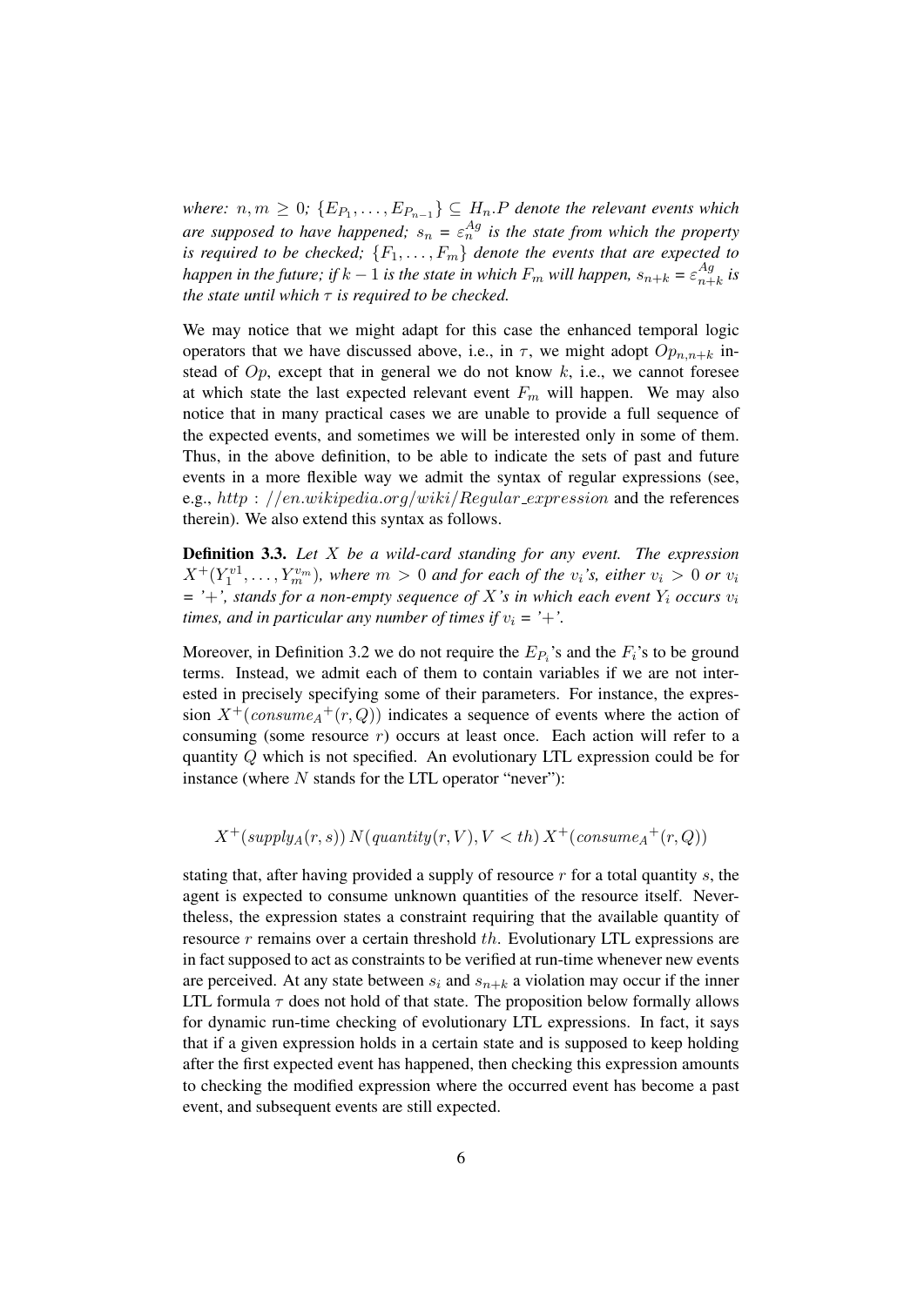*where:* $n, m \geq 0$*;* $\{E_{P_1}, \ldots, E_{P_{n-1}}\} \subseteq H_n.P$ *denote the relevant events which are supposed to have happened;* $s_n = \varepsilon_n^{Ag}$ *is the state from which the property is required to be checked;* $\{F_1, \ldots, F_m\}$ *denote the events that are expected to happen in the future; if* $k-1$ *is the state in which* $F_m$ *will happen,* $s_{n+k} = \varepsilon_{n+k}^{Ag}$ *is the state until which* $\tau$ *is required to be checked.*

We may notice that we might adapt for this case the enhanced temporal logic operators that we have discussed above, i.e., in $\tau$, we might adopt $Op_{n,n+k}$ instead of $Op$, except that in general we do not know $k$, i.e., we cannot foresee at which state the last expected relevant event $F_m$ will happen. We may also notice that in many practical cases we are unable to provide a full sequence of the expected events, and sometimes we will be interested only in some of them. Thus, in the above definition, to be able to indicate the sets of past and future events in a more flexible way we admit the syntax of regular expressions (see, e.g., $http://en.wikipedia.org/wiki/Regular\_expression$ and the references therein). We also extend this syntax as follows.

**Definition 3.3.** *Let* $X$ *be a wild-card standing for any event. The expression* $X^+(Y_1^{v1}, \ldots, Y_m^{v_m})$*, where* $m > 0$ *and for each of the* $v_i$*'s, either* $v_i > 0$ *or* $v_i$ *= '+', stands for a non-empty sequence of* $X$*'s in which each event* $Y_i$ *occurs* $v_i$ *times, and in particular any number of times if* $v_i$ *= '+'.*

Moreover, in Definition 3.2 we do not require the $E_{P_i}$'s and the $F_i$'s to be ground terms. Instead, we admit each of them to contain variables if we are not interested in precisely specifying some of their parameters. For instance, the expression $X^+(consume_A{}^+(r, Q))$ indicates a sequence of events where the action of consuming (some resource $r$) occurs at least once. Each action will refer to a quantity $Q$ which is not specified. An evolutionary LTL expression could be for instance (where $N$ stands for the LTL operator "never"):

$$X^+(supply_A(r, s))\, N(quantity(r, V), V < th)\, X^+(consume_A{}^+(r, Q))$$

stating that, after having provided a supply of resource $r$ for a total quantity $s$, the agent is expected to consume unknown quantities of the resource itself. Nevertheless, the expression states a constraint requiring that the available quantity of resource $r$ remains over a certain threshold $th$. Evolutionary LTL expressions are in fact supposed to act as constraints to be verified at run-time whenever new events are perceived. At any state between $s_i$ and $s_{n+k}$ a violation may occur if the inner LTL formula $\tau$ does not hold of that state. The proposition below formally allows for dynamic run-time checking of evolutionary LTL expressions. In fact, it says that if a given expression holds in a certain state and is supposed to keep holding after the first expected event has happened, then checking this expression amounts to checking the modified expression where the occurred event has become a past event, and subsequent events are still expected.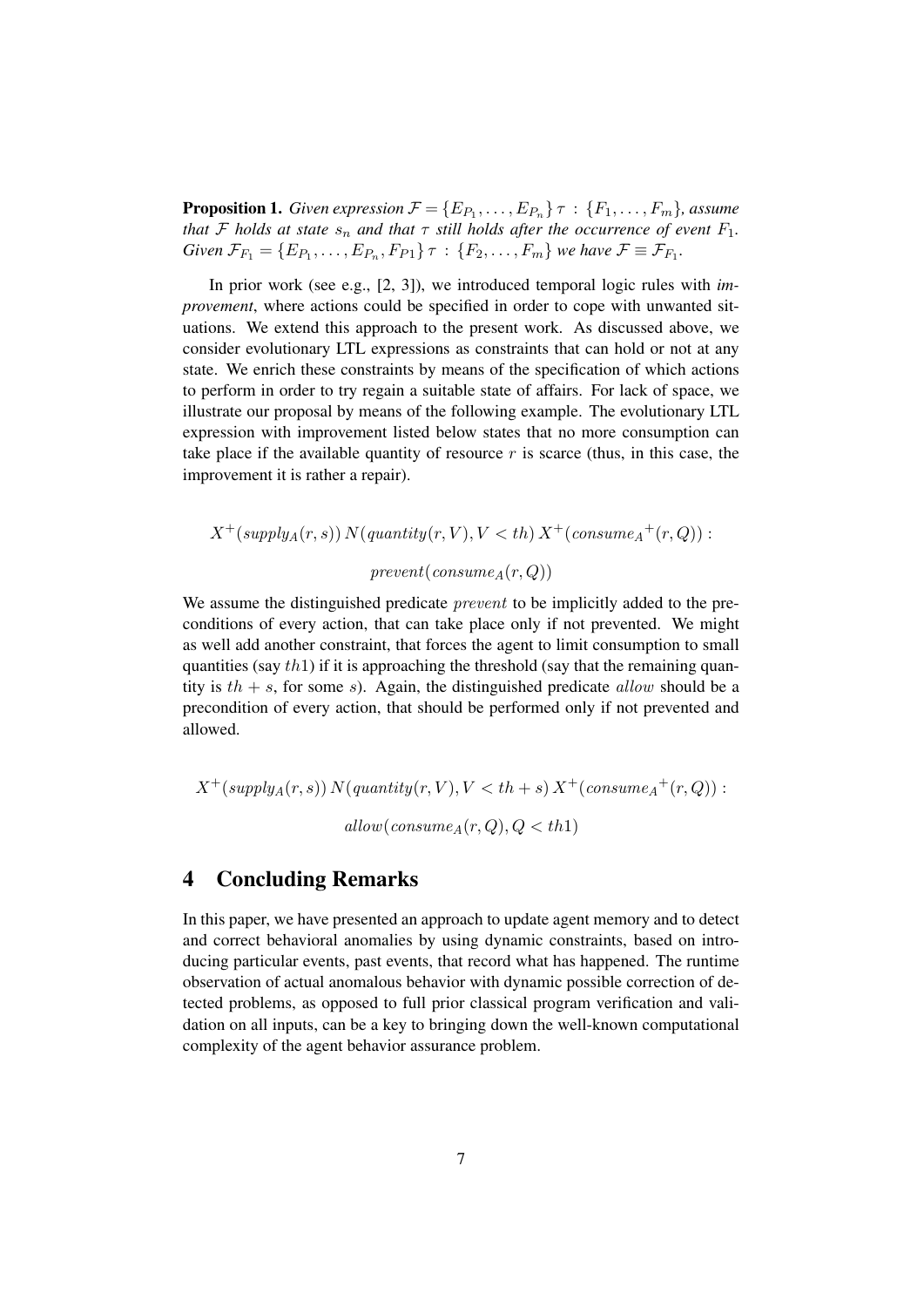**Proposition 1.** *Given expression* $\mathcal{F} = \{E_{P_1}, \ldots, E_{P_n}\}\, \tau\, :\, \{F_1, \ldots, F_m\}$*, assume that* $\mathcal{F}$ *holds at state* $s_n$ *and that* $\tau$ *still holds after the occurrence of event* $F_1$*. Given* $\mathcal{F}_{F_1} = \{E_{P_1}, \ldots, E_{P_n}, F_{P1}\}\, \tau\, :\, \{F_2, \ldots, F_m\}$ *we have* $\mathcal{F} \equiv \mathcal{F}_{F_1}$*.*

In prior work (see e.g., [2, 3]), we introduced temporal logic rules with *improvement*, where actions could be specified in order to cope with unwanted situations. We extend this approach to the present work. As discussed above, we consider evolutionary LTL expressions as constraints that can hold or not at any state. We enrich these constraints by means of the specification of which actions to perform in order to try regain a suitable state of affairs. For lack of space, we illustrate our proposal by means of the following example. The evolutionary LTL expression with improvement listed below states that no more consumption can take place if the available quantity of resource $r$ is scarce (thus, in this case, the improvement it is rather a repair).

$$X^{+}(supply_A(r,s))\, N(quantity(r,V), V < th)\, X^{+}(consume_A{}^{+}(r,Q)) :$$
$$prevent(consume_A(r,Q))$$

We assume the distinguished predicate $prevent$ to be implicitly added to the preconditions of every action, that can take place only if not prevented. We might as well add another constraint, that forces the agent to limit consumption to small quantities (say $th1$) if it is approaching the threshold (say that the remaining quantity is $th + s$, for some $s$). Again, the distinguished predicate $allow$ should be a precondition of every action, that should be performed only if not prevented and allowed.

$$X^{+}(supply_A(r,s))\, N(quantity(r,V), V < th + s)\, X^{+}(consume_A{}^{+}(r,Q)) :$$
$$allow(consume_A(r,Q), Q < th1)$$

## 4 Concluding Remarks

In this paper, we have presented an approach to update agent memory and to detect and correct behavioral anomalies by using dynamic constraints, based on introducing particular events, past events, that record what has happened. The runtime observation of actual anomalous behavior with dynamic possible correction of detected problems, as opposed to full prior classical program verification and validation on all inputs, can be a key to bringing down the well-known computational complexity of the agent behavior assurance problem.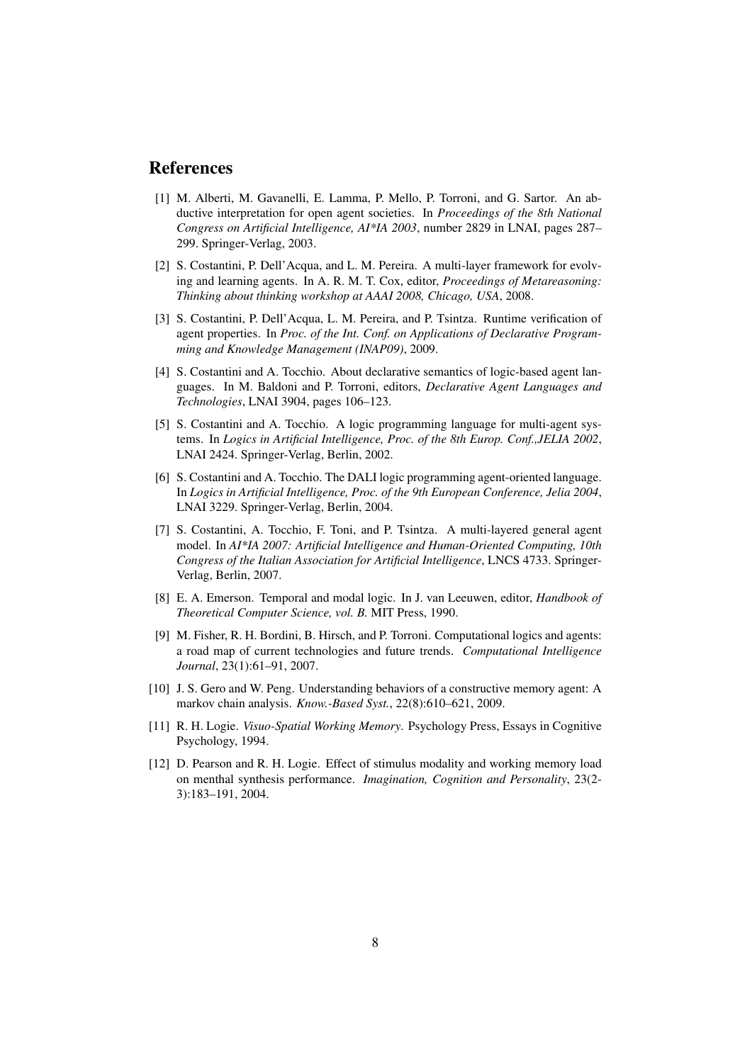## References

[1] M. Alberti, M. Gavanelli, E. Lamma, P. Mello, P. Torroni, and G. Sartor. An abductive interpretation for open agent societies. In *Proceedings of the 8th National Congress on Artificial Intelligence, AI*IA 2003*, number 2829 in LNAI, pages 287–299. Springer-Verlag, 2003.

[2] S. Costantini, P. Dell'Acqua, and L. M. Pereira. A multi-layer framework for evolving and learning agents. In A. R. M. T. Cox, editor, *Proceedings of Metareasoning: Thinking about thinking workshop at AAAI 2008, Chicago, USA*, 2008.

[3] S. Costantini, P. Dell'Acqua, L. M. Pereira, and P. Tsintza. Runtime verification of agent properties. In *Proc. of the Int. Conf. on Applications of Declarative Programming and Knowledge Management (INAP09)*, 2009.

[4] S. Costantini and A. Tocchio. About declarative semantics of logic-based agent languages. In M. Baldoni and P. Torroni, editors, *Declarative Agent Languages and Technologies*, LNAI 3904, pages 106–123.

[5] S. Costantini and A. Tocchio. A logic programming language for multi-agent systems. In *Logics in Artificial Intelligence, Proc. of the 8th Europ. Conf.,JELIA 2002*, LNAI 2424. Springer-Verlag, Berlin, 2002.

[6] S. Costantini and A. Tocchio. The DALI logic programming agent-oriented language. In *Logics in Artificial Intelligence, Proc. of the 9th European Conference, Jelia 2004*, LNAI 3229. Springer-Verlag, Berlin, 2004.

[7] S. Costantini, A. Tocchio, F. Toni, and P. Tsintza. A multi-layered general agent model. In *AI*IA 2007: Artificial Intelligence and Human-Oriented Computing, 10th Congress of the Italian Association for Artificial Intelligence*, LNCS 4733. Springer-Verlag, Berlin, 2007.

[8] E. A. Emerson. Temporal and modal logic. In J. van Leeuwen, editor, *Handbook of Theoretical Computer Science, vol. B.* MIT Press, 1990.

[9] M. Fisher, R. H. Bordini, B. Hirsch, and P. Torroni. Computational logics and agents: a road map of current technologies and future trends. *Computational Intelligence Journal*, 23(1):61–91, 2007.

[10] J. S. Gero and W. Peng. Understanding behaviors of a constructive memory agent: A markov chain analysis. *Know.-Based Syst.*, 22(8):610–621, 2009.

[11] R. H. Logie. *Visuo-Spatial Working Memory*. Psychology Press, Essays in Cognitive Psychology, 1994.

[12] D. Pearson and R. H. Logie. Effect of stimulus modality and working memory load on menthal synthesis performance. *Imagination, Cognition and Personality*, 23(2-3):183–191, 2004.